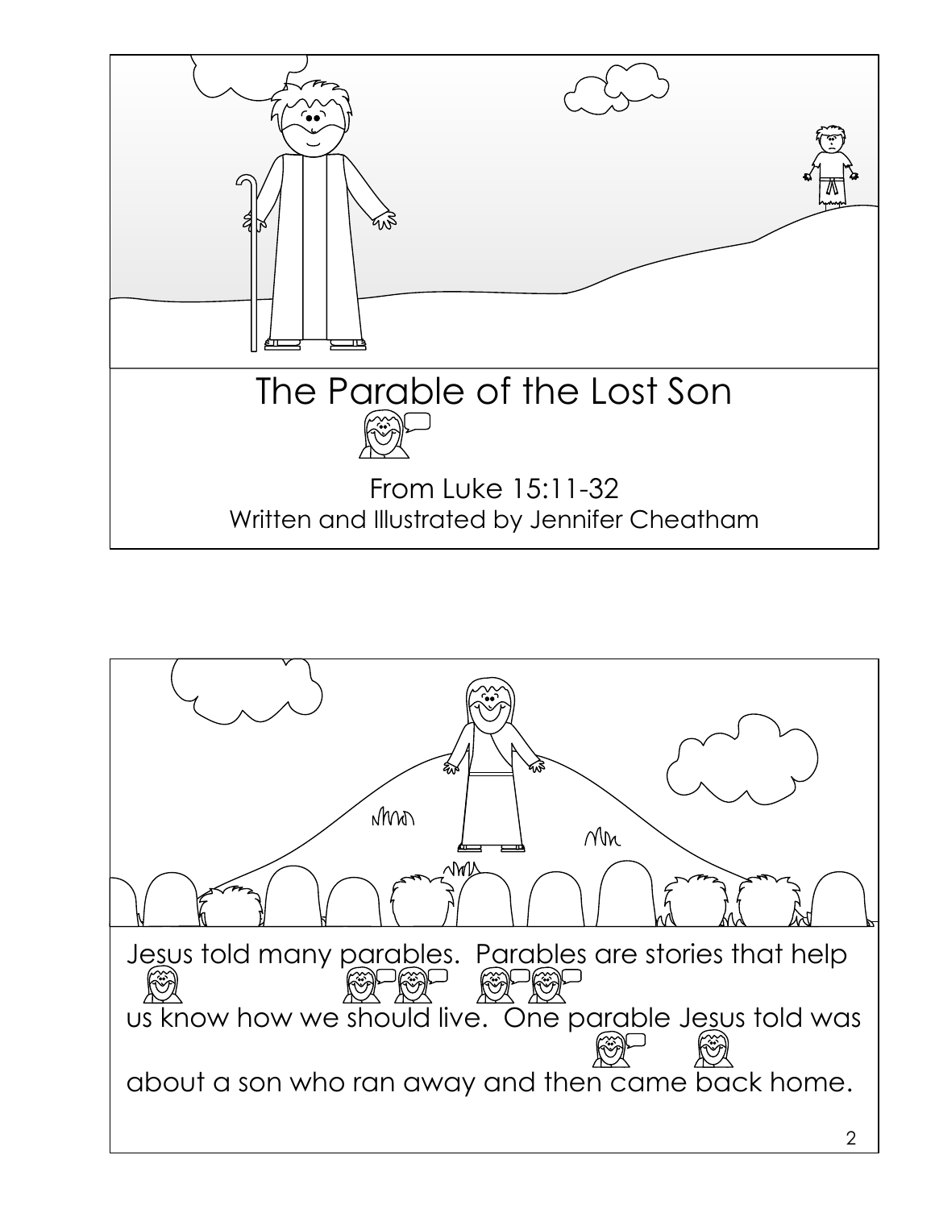# The Parable of the Lost Son

From Luke 15:11-32

Written and Illustrated by Jennifer Cheatham

Jesus told many parables. Parables are stories that help us know how we should live. One parable Jesus told was about a son who ran away and then came back home.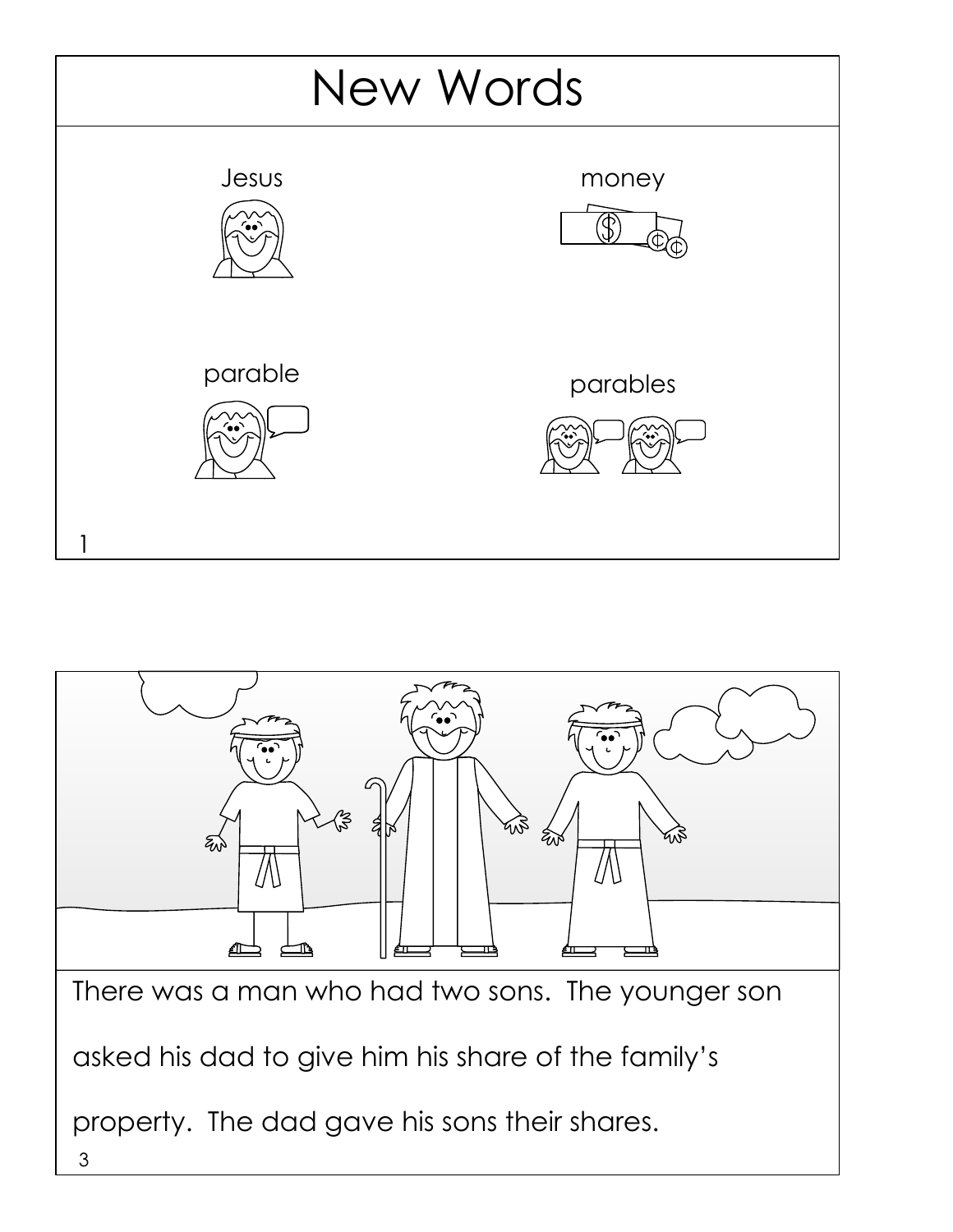# New Words

Jesus

money

parable

parables

There was a man who had two sons. The younger son asked his dad to give him his share of the family's property. The dad gave his sons their shares.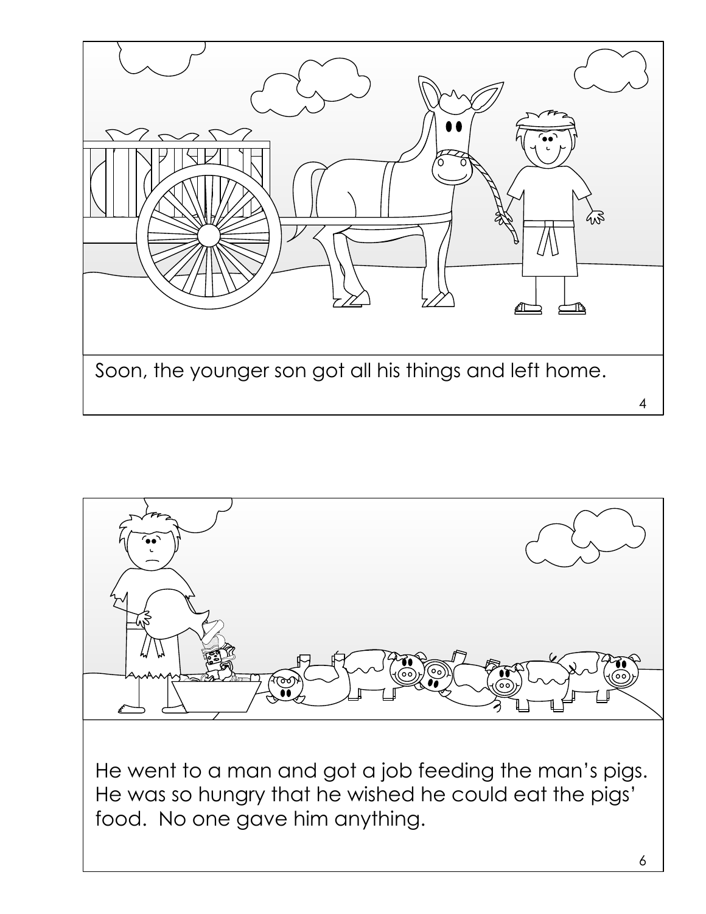Soon, the younger son got all his things and left home.

He went to a man and got a job feeding the man's pigs. He was so hungry that he wished he could eat the pigs' food. No one gave him anything.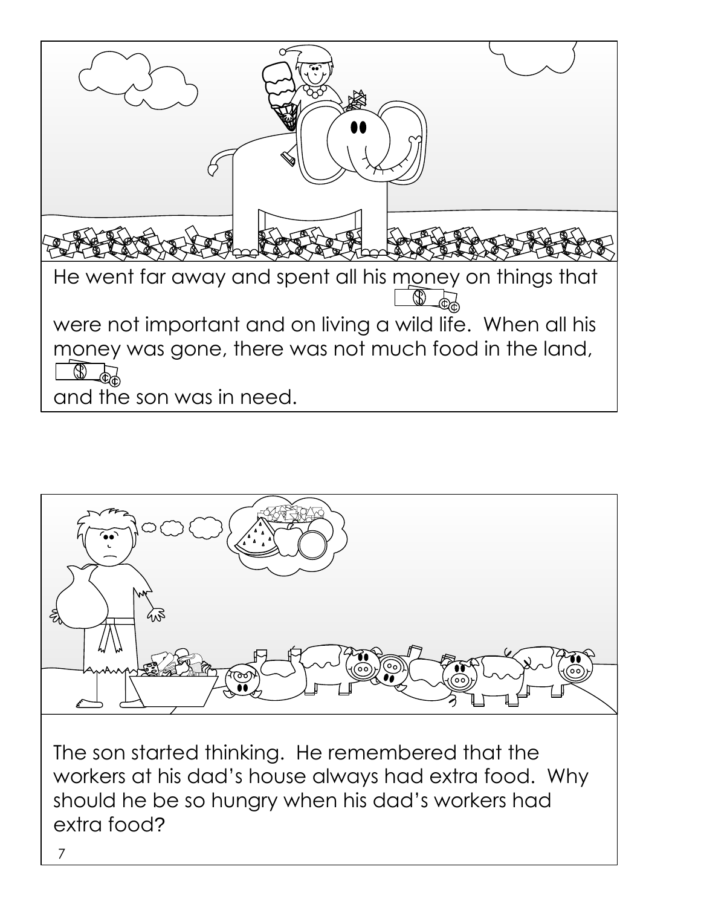He went far away and spent all his money on things that were not important and on living a wild life. When all his money was gone, there was not much food in the land, and the son was in need.

The son started thinking. He remembered that the workers at his dad's house always had extra food. Why should he be so hungry when his dad's workers had extra food?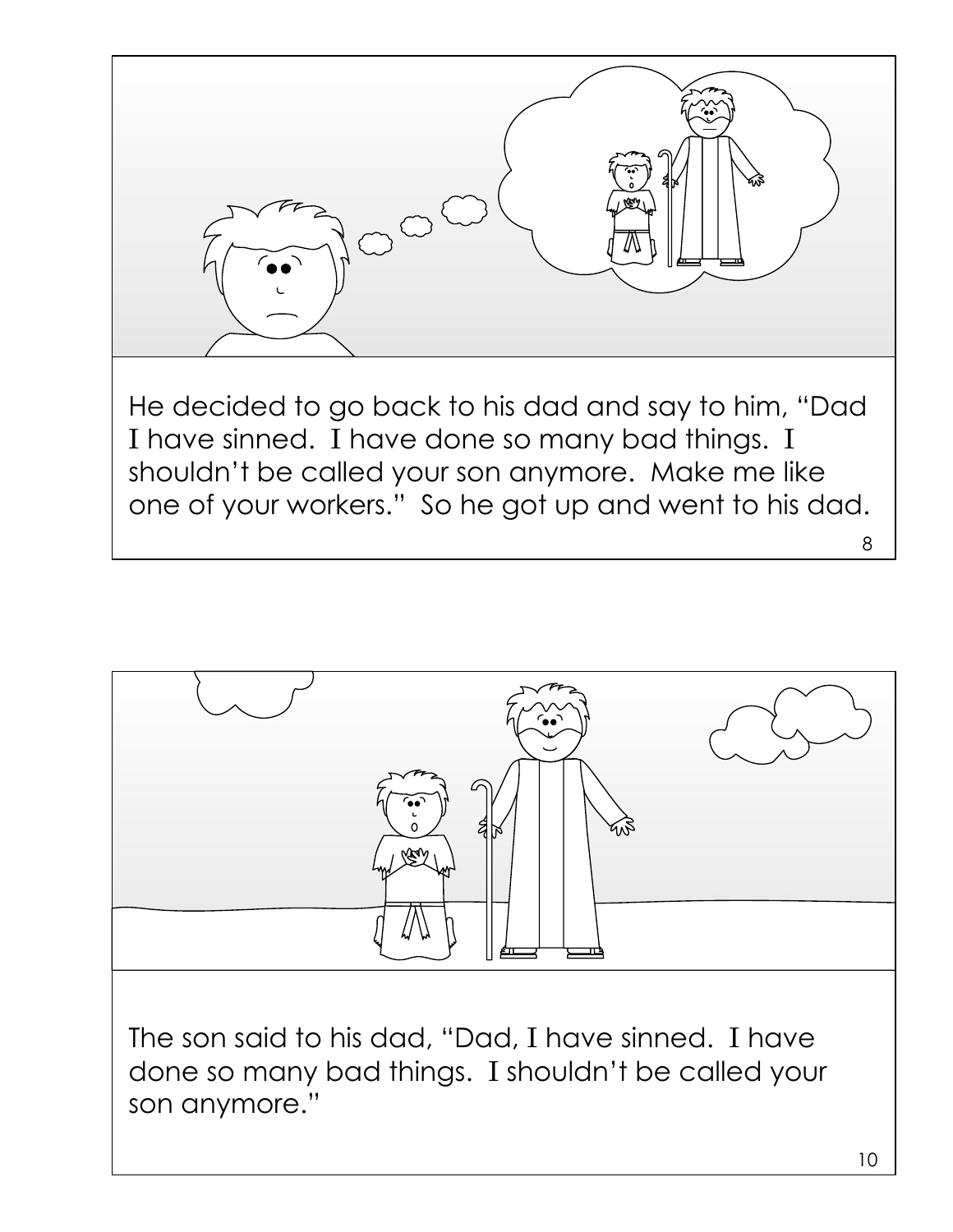He decided to go back to his dad and say to him, "Dad I have sinned. I have done so many bad things. I shouldn't be called your son anymore. Make me like one of your workers." So he got up and went to his dad.

The son said to his dad, "Dad, I have sinned. I have done so many bad things. I shouldn't be called your son anymore."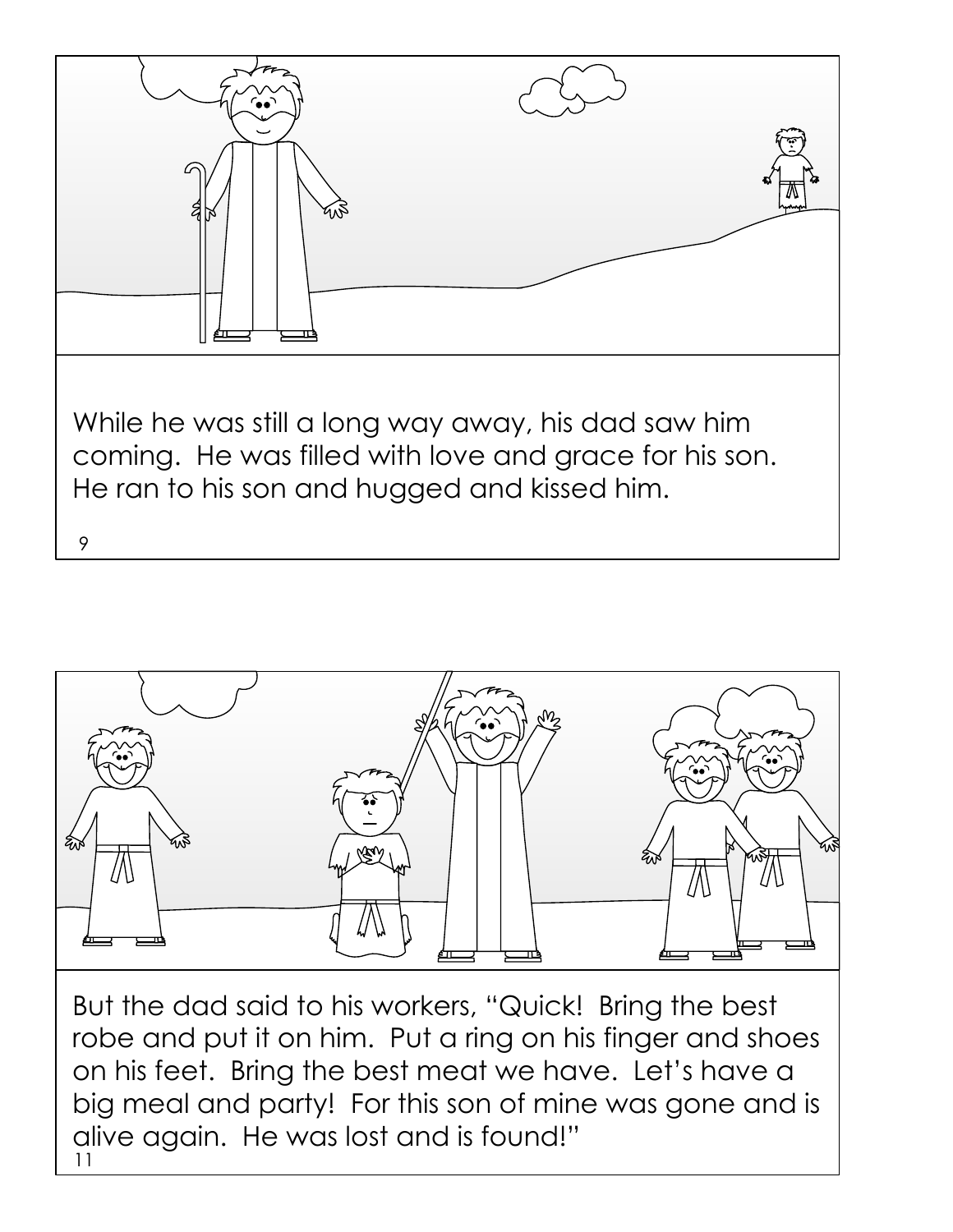While he was still a long way away, his dad saw him coming. He was filled with love and grace for his son. He ran to his son and hugged and kissed him.

But the dad said to his workers, "Quick! Bring the best robe and put it on him. Put a ring on his finger and shoes on his feet. Bring the best meat we have. Let's have a big meal and party! For this son of mine was gone and is alive again. He was lost and is found!"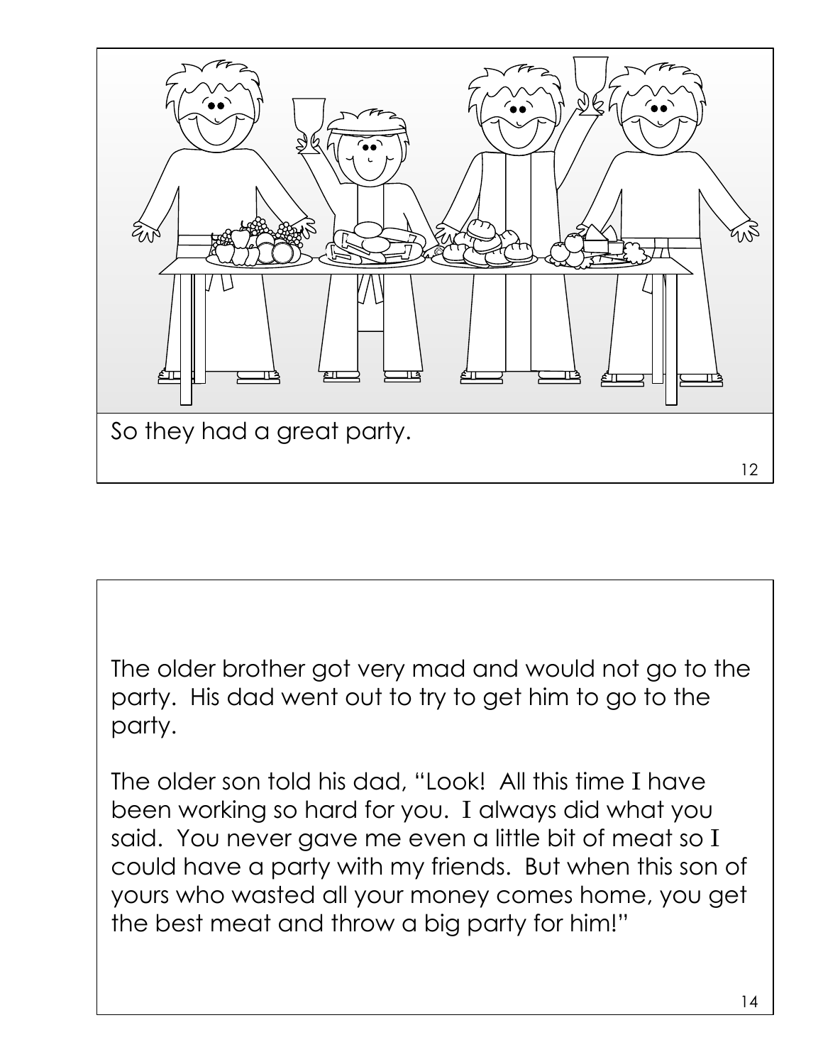So they had a great party.

The older brother got very mad and would not go to the party. His dad went out to try to get him to go to the party.

The older son told his dad, "Look! All this time I have been working so hard for you. I always did what you said. You never gave me even a little bit of meat so I could have a party with my friends. But when this son of yours who wasted all your money comes home, you get the best meat and throw a big party for him!"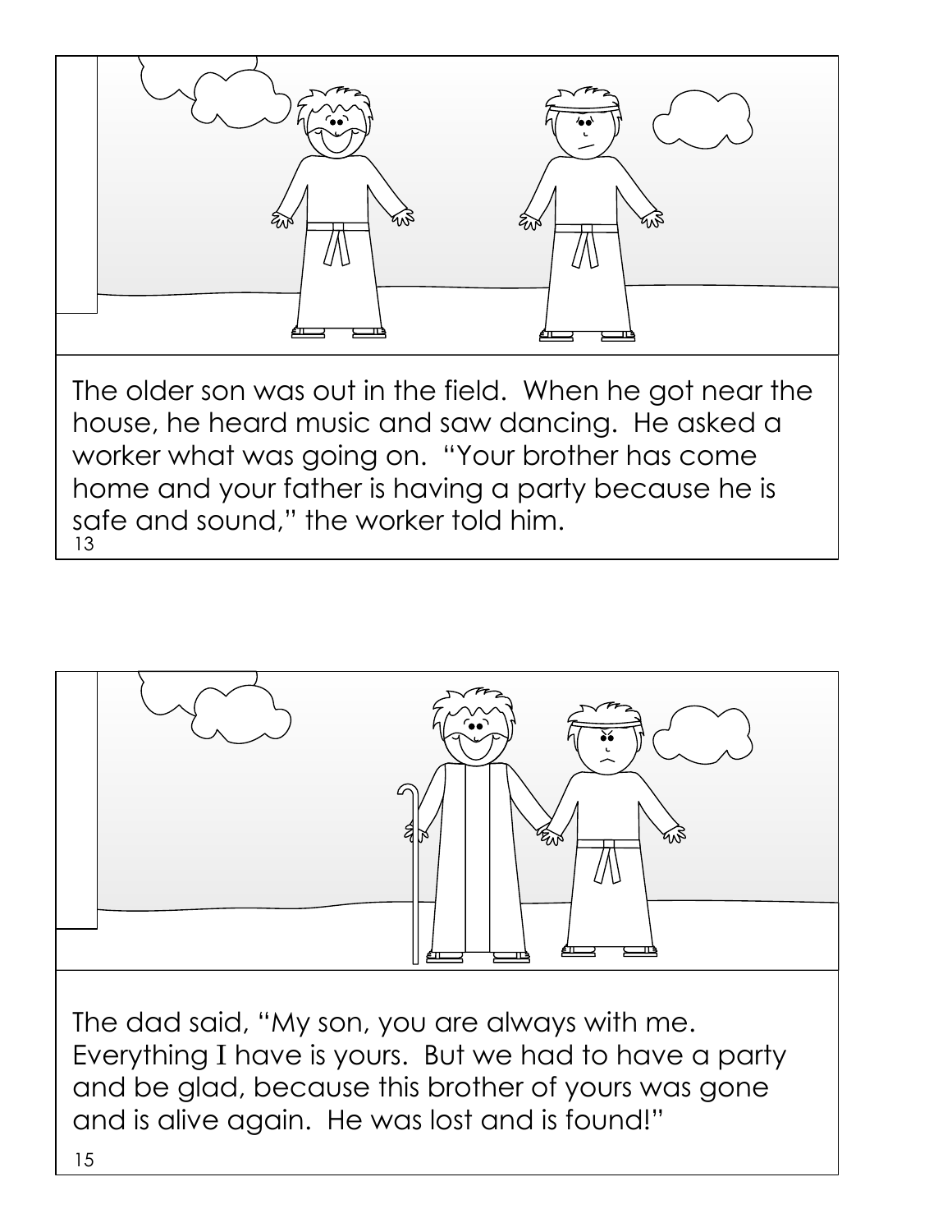The older son was out in the field. When he got near the house, he heard music and saw dancing. He asked a worker what was going on. "Your brother has come home and your father is having a party because he is safe and sound," the worker told him.

The dad said, "My son, you are always with me. Everything I have is yours. But we had to have a party and be glad, because this brother of yours was gone and is alive again. He was lost and is found!"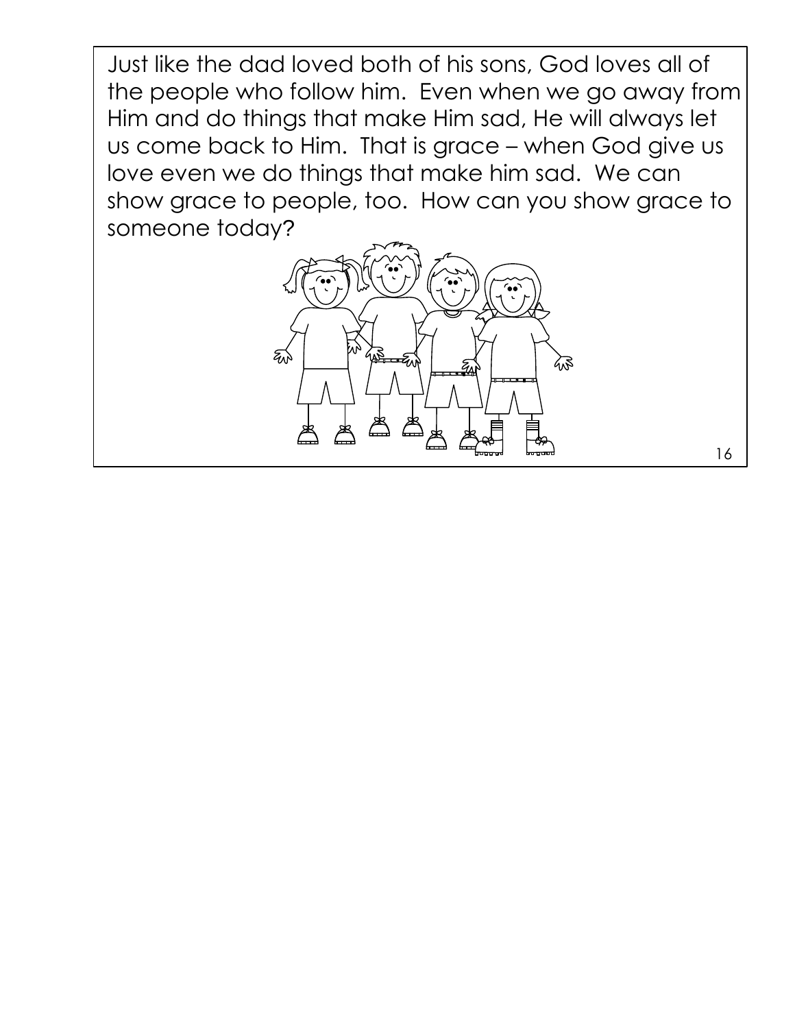Just like the dad loved both of his sons, God loves all of the people who follow him. Even when we go away from Him and do things that make Him sad, He will always let us come back to Him. That is grace – when God give us love even we do things that make him sad. We can show grace to people, too. How can you show grace to someone today?